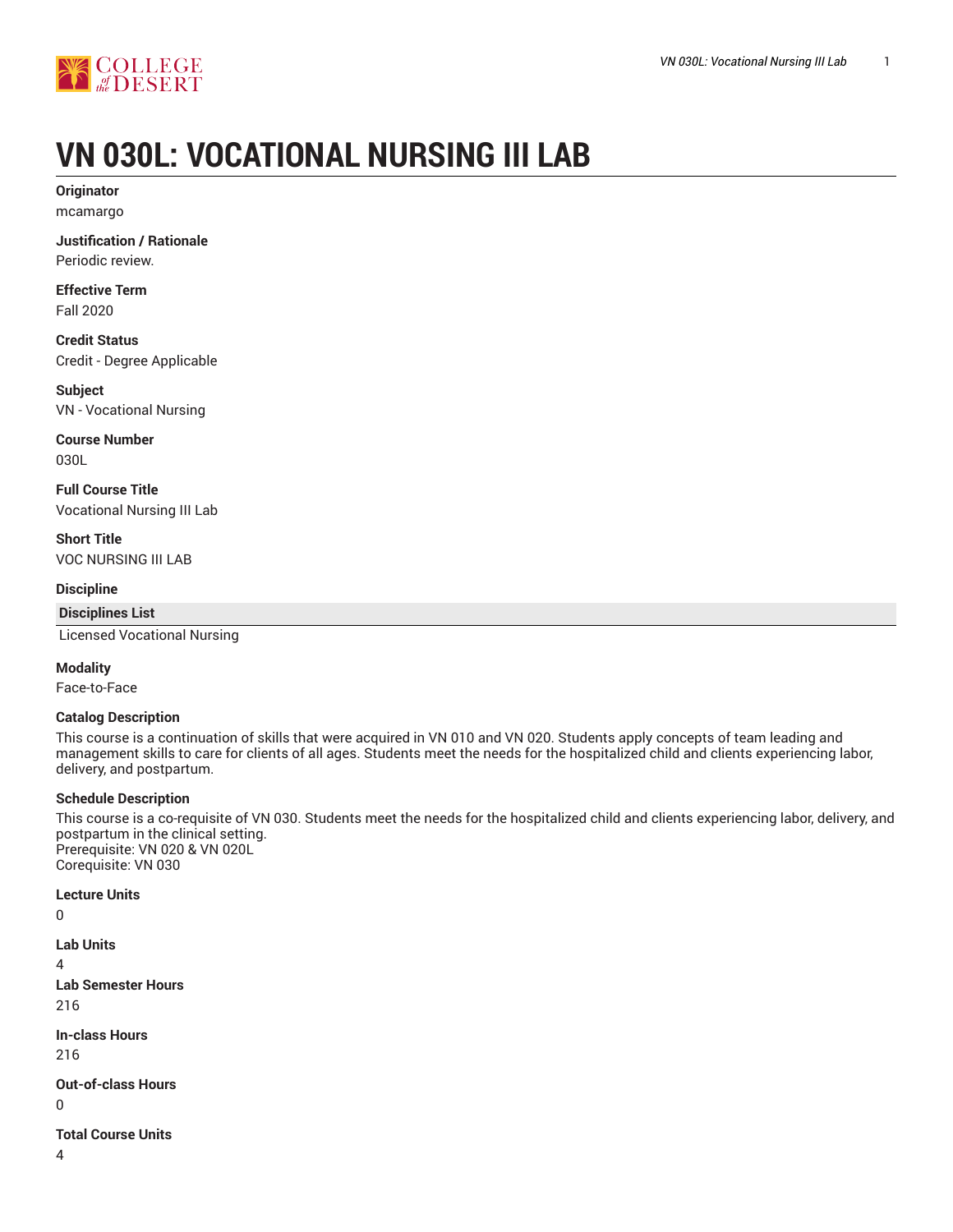# VN 030L: VOCATIONAL NURSING III LAB

**Originator**

mcamargo

**Justification / Rationale**

Periodic review.

**Effective Term**

Fall 2020

**Credit Status**

Credit - Degree Applicable

**Subject**

VN - Vocational Nursing

**Course Number**

030L

**Full Course Title**

Vocational Nursing III Lab

**Short Title**

VOC NURSING III LAB

**Discipline**

| Disciplines List |
| --- |
| Licensed Vocational Nursing |

**Modality**

Face-to-Face

**Catalog Description**

This course is a continuation of skills that were acquired in VN 010 and VN 020. Students apply concepts of team leading and management skills to care for clients of all ages. Students meet the needs for the hospitalized child and clients experiencing labor, delivery, and postpartum.

**Schedule Description**

This course is a co-requisite of VN 030. Students meet the needs for the hospitalized child and clients experiencing labor, delivery, and postpartum in the clinical setting.
Prerequisite: VN 020 & VN 020L
Corequisite: VN 030

**Lecture Units**

0

**Lab Units**

4

**Lab Semester Hours**

216

**In-class Hours**

216

**Out-of-class Hours**

0

**Total Course Units**

4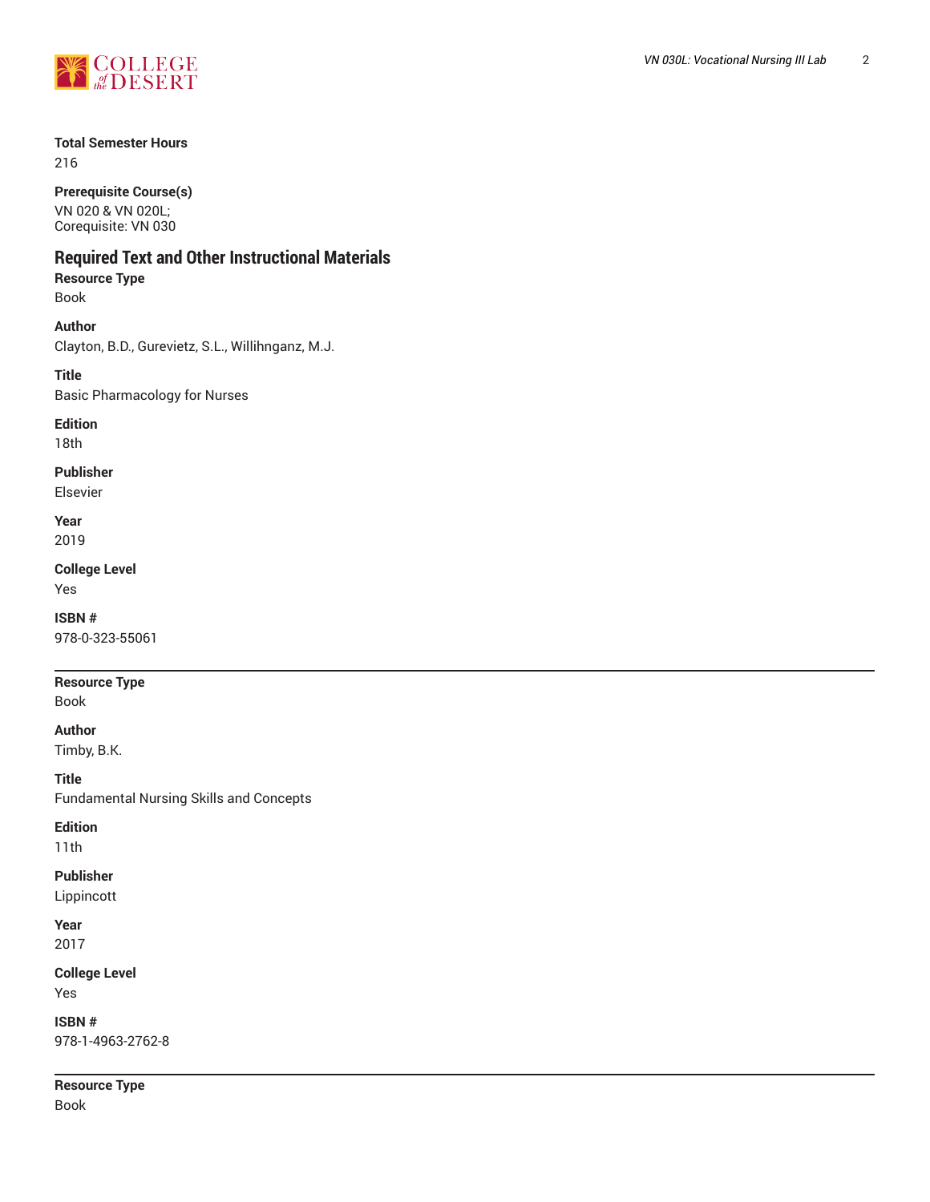**Total Semester Hours**

216

**Prerequisite Course(s)**

VN 020 & VN 020L;
Corequisite: VN 030

## Required Text and Other Instructional Materials

**Resource Type**

Book

**Author**

Clayton, B.D., Gurevietz, S.L., Willihnganz, M.J.

**Title**

Basic Pharmacology for Nurses

**Edition**

18th

**Publisher**

Elsevier

**Year**

2019

**College Level**

Yes

**ISBN #**

978-0-323-55061

---

**Resource Type**

Book

**Author**

Timby, B.K.

**Title**

Fundamental Nursing Skills and Concepts

**Edition**

11th

**Publisher**

Lippincott

**Year**

2017

**College Level**

Yes

**ISBN #**

978-1-4963-2762-8

---

**Resource Type**

Book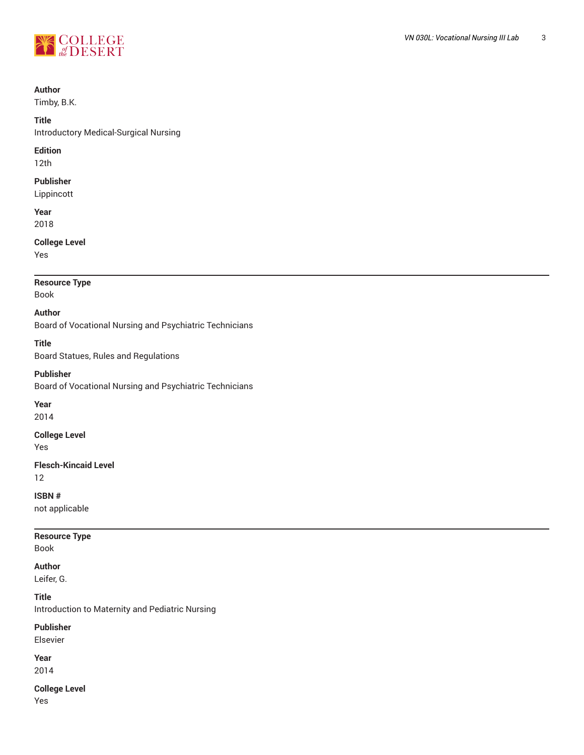**Author**
Timby, B.K.

**Title**
Introductory Medical-Surgical Nursing

**Edition**
12th

**Publisher**
Lippincott

**Year**
2018

**College Level**
Yes

---

**Resource Type**
Book

**Author**
Board of Vocational Nursing and Psychiatric Technicians

**Title**
Board Statues, Rules and Regulations

**Publisher**
Board of Vocational Nursing and Psychiatric Technicians

**Year**
2014

**College Level**
Yes

**Flesch-Kincaid Level**
12

**ISBN #**
not applicable

---

**Resource Type**
Book

**Author**
Leifer, G.

**Title**
Introduction to Maternity and Pediatric Nursing

**Publisher**
Elsevier

**Year**
2014

**College Level**
Yes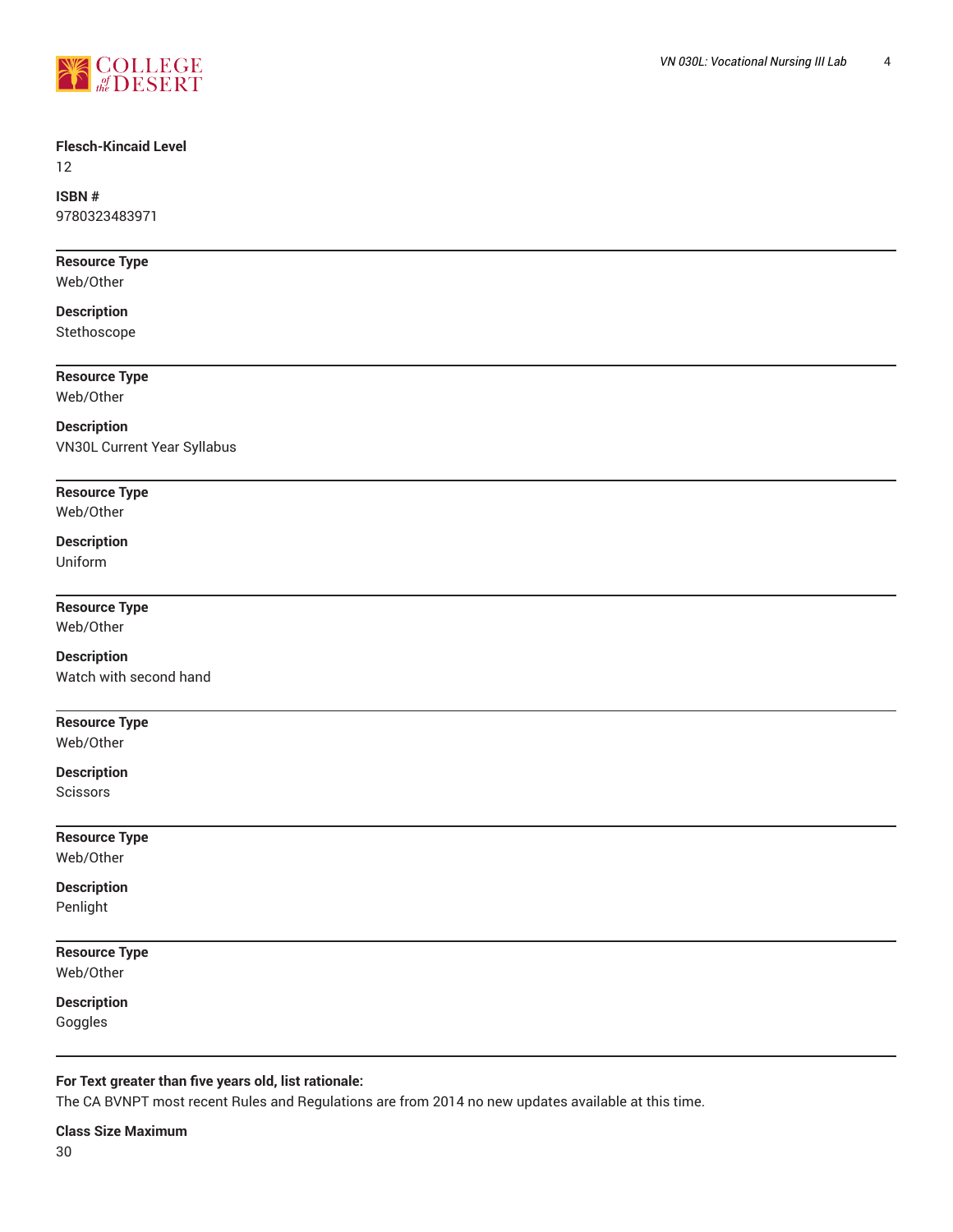**Flesch-Kincaid Level**
12

**ISBN #**
9780323483971

---

**Resource Type**
Web/Other

**Description**
Stethoscope

---

**Resource Type**
Web/Other

**Description**
VN30L Current Year Syllabus

---

**Resource Type**
Web/Other

**Description**
Uniform

---

**Resource Type**
Web/Other

**Description**
Watch with second hand

---

**Resource Type**
Web/Other

**Description**
Scissors

---

**Resource Type**
Web/Other

**Description**
Penlight

---

**Resource Type**
Web/Other

**Description**
Goggles

---

**For Text greater than five years old, list rationale:**
The CA BVNPT most recent Rules and Regulations are from 2014 no new updates available at this time.

**Class Size Maximum**
30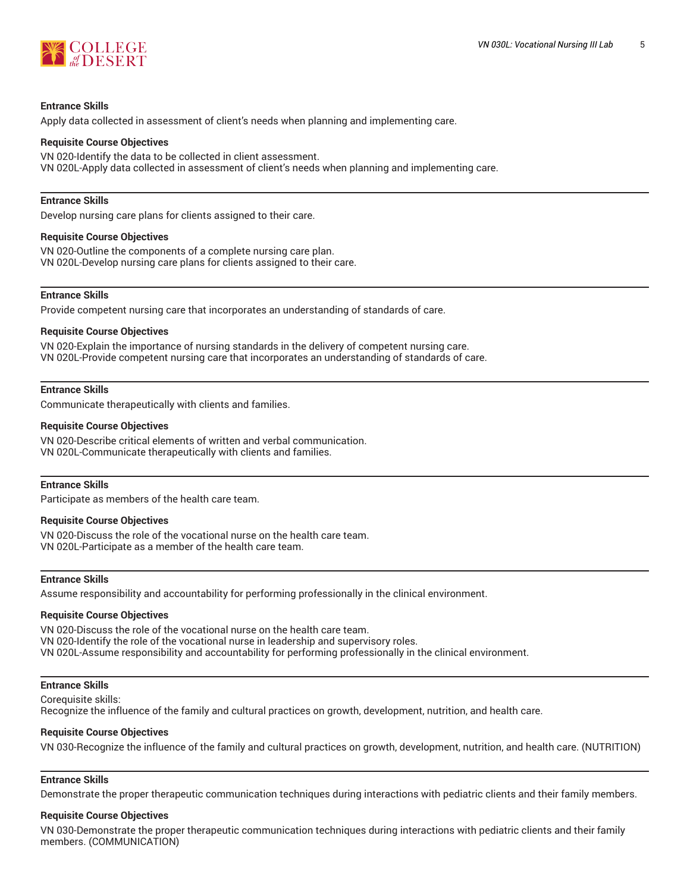**Entrance Skills**

Apply data collected in assessment of client's needs when planning and implementing care.

**Requisite Course Objectives**

VN 020-Identify the data to be collected in client assessment.
VN 020L-Apply data collected in assessment of client's needs when planning and implementing care.

---

**Entrance Skills**

Develop nursing care plans for clients assigned to their care.

**Requisite Course Objectives**

VN 020-Outline the components of a complete nursing care plan.
VN 020L-Develop nursing care plans for clients assigned to their care.

---

**Entrance Skills**

Provide competent nursing care that incorporates an understanding of standards of care.

**Requisite Course Objectives**

VN 020-Explain the importance of nursing standards in the delivery of competent nursing care.
VN 020L-Provide competent nursing care that incorporates an understanding of standards of care.

---

**Entrance Skills**

Communicate therapeutically with clients and families.

**Requisite Course Objectives**

VN 020-Describe critical elements of written and verbal communication.
VN 020L-Communicate therapeutically with clients and families.

---

**Entrance Skills**

Participate as members of the health care team.

**Requisite Course Objectives**

VN 020-Discuss the role of the vocational nurse on the health care team.
VN 020L-Participate as a member of the health care team.

---

**Entrance Skills**

Assume responsibility and accountability for performing professionally in the clinical environment.

**Requisite Course Objectives**

VN 020-Discuss the role of the vocational nurse on the health care team.
VN 020-Identify the role of the vocational nurse in leadership and supervisory roles.
VN 020L-Assume responsibility and accountability for performing professionally in the clinical environment.

---

**Entrance Skills**

Corequisite skills:
Recognize the influence of the family and cultural practices on growth, development, nutrition, and health care.

**Requisite Course Objectives**

VN 030-Recognize the influence of the family and cultural practices on growth, development, nutrition, and health care. (NUTRITION)

---

**Entrance Skills**

Demonstrate the proper therapeutic communication techniques during interactions with pediatric clients and their family members.

**Requisite Course Objectives**

VN 030-Demonstrate the proper therapeutic communication techniques during interactions with pediatric clients and their family members. (COMMUNICATION)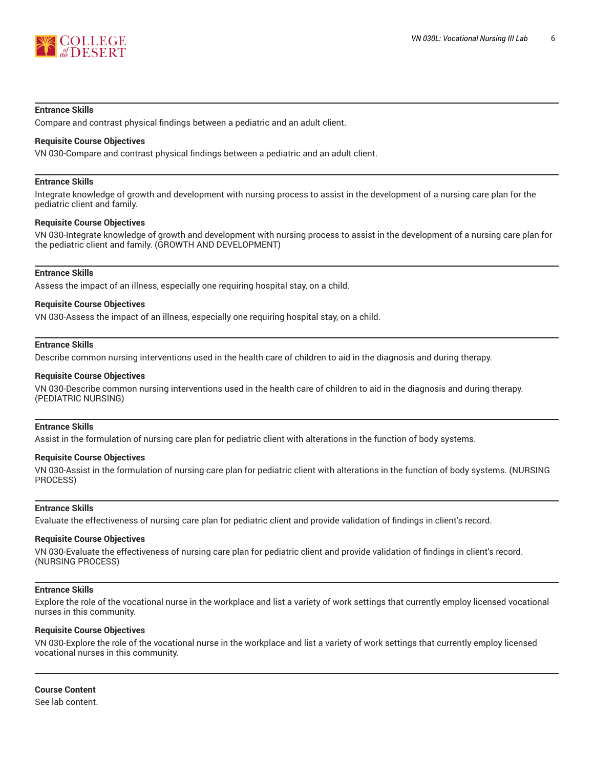**Entrance Skills**

Compare and contrast physical findings between a pediatric and an adult client.

**Requisite Course Objectives**

VN 030-Compare and contrast physical findings between a pediatric and an adult client.

---

**Entrance Skills**

Integrate knowledge of growth and development with nursing process to assist in the development of a nursing care plan for the pediatric client and family.

**Requisite Course Objectives**

VN 030-Integrate knowledge of growth and development with nursing process to assist in the development of a nursing care plan for the pediatric client and family. (GROWTH AND DEVELOPMENT)

---

**Entrance Skills**

Assess the impact of an illness, especially one requiring hospital stay, on a child.

**Requisite Course Objectives**

VN 030-Assess the impact of an illness, especially one requiring hospital stay, on a child.

---

**Entrance Skills**

Describe common nursing interventions used in the health care of children to aid in the diagnosis and during therapy.

**Requisite Course Objectives**

VN 030-Describe common nursing interventions used in the health care of children to aid in the diagnosis and during therapy. (PEDIATRIC NURSING)

---

**Entrance Skills**

Assist in the formulation of nursing care plan for pediatric client with alterations in the function of body systems.

**Requisite Course Objectives**

VN 030-Assist in the formulation of nursing care plan for pediatric client with alterations in the function of body systems. (NURSING PROCESS)

---

**Entrance Skills**

Evaluate the effectiveness of nursing care plan for pediatric client and provide validation of findings in client's record.

**Requisite Course Objectives**

VN 030-Evaluate the effectiveness of nursing care plan for pediatric client and provide validation of findings in client's record. (NURSING PROCESS)

---

**Entrance Skills**

Explore the role of the vocational nurse in the workplace and list a variety of work settings that currently employ licensed vocational nurses in this community.

**Requisite Course Objectives**

VN 030-Explore the role of the vocational nurse in the workplace and list a variety of work settings that currently employ licensed vocational nurses in this community.

---

**Course Content**

See lab content.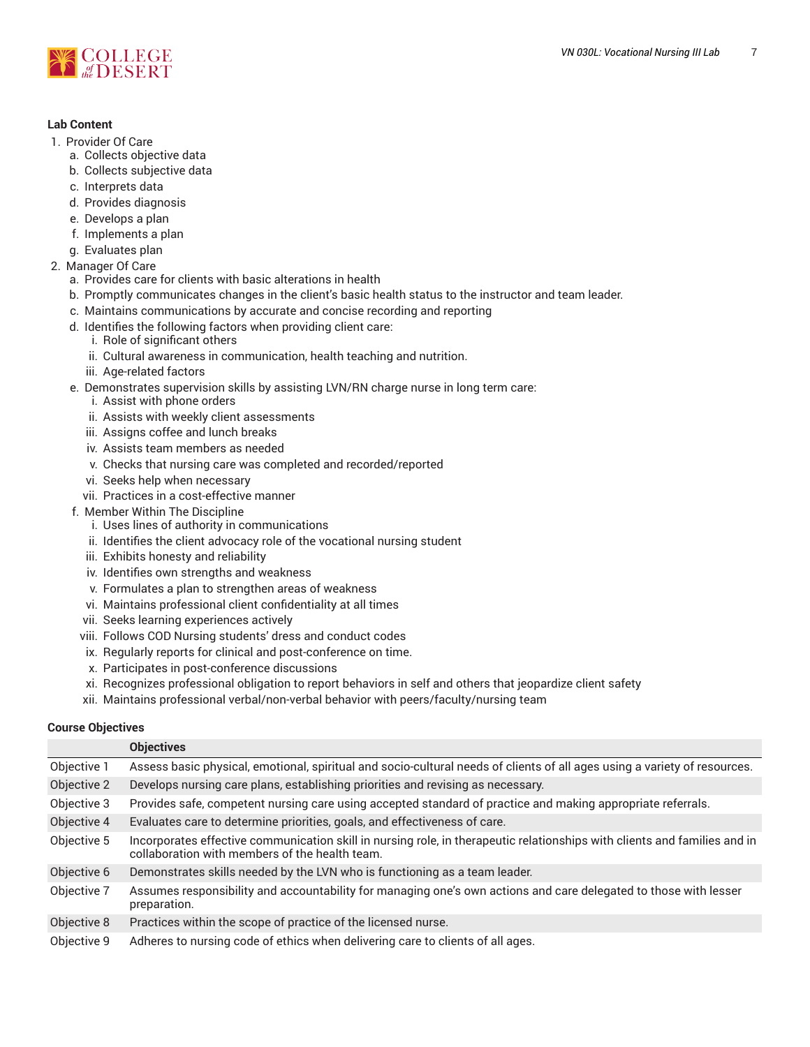**Lab Content**

1. Provider Of Care
   a. Collects objective data
   b. Collects subjective data
   c. Interprets data
   d. Provides diagnosis
   e. Develops a plan
   f. Implements a plan
   g. Evaluates plan
2. Manager Of Care
   a. Provides care for clients with basic alterations in health
   b. Promptly communicates changes in the client's basic health status to the instructor and team leader.
   c. Maintains communications by accurate and concise recording and reporting
   d. Identifies the following factors when providing client care:
      i. Role of significant others
      ii. Cultural awareness in communication, health teaching and nutrition.
      iii. Age-related factors
   e. Demonstrates supervision skills by assisting LVN/RN charge nurse in long term care:
      i. Assist with phone orders
      ii. Assists with weekly client assessments
      iii. Assigns coffee and lunch breaks
      iv. Assists team members as needed
      v. Checks that nursing care was completed and recorded/reported
      vi. Seeks help when necessary
      vii. Practices in a cost-effective manner
   f. Member Within The Discipline
      i. Uses lines of authority in communications
      ii. Identifies the client advocacy role of the vocational nursing student
      iii. Exhibits honesty and reliability
      iv. Identifies own strengths and weakness
      v. Formulates a plan to strengthen areas of weakness
      vi. Maintains professional client confidentiality at all times
      vii. Seeks learning experiences actively
      viii. Follows COD Nursing students' dress and conduct codes
      ix. Regularly reports for clinical and post-conference on time.
      x. Participates in post-conference discussions
      xi. Recognizes professional obligation to report behaviors in self and others that jeopardize client safety
      xii. Maintains professional verbal/non-verbal behavior with peers/faculty/nursing team

**Course Objectives**

| | Objectives |
|---|---|
| Objective 1 | Assess basic physical, emotional, spiritual and socio-cultural needs of clients of all ages using a variety of resources. |
| Objective 2 | Develops nursing care plans, establishing priorities and revising as necessary. |
| Objective 3 | Provides safe, competent nursing care using accepted standard of practice and making appropriate referrals. |
| Objective 4 | Evaluates care to determine priorities, goals, and effectiveness of care. |
| Objective 5 | Incorporates effective communication skill in nursing role, in therapeutic relationships with clients and families and in collaboration with members of the health team. |
| Objective 6 | Demonstrates skills needed by the LVN who is functioning as a team leader. |
| Objective 7 | Assumes responsibility and accountability for managing one's own actions and care delegated to those with lesser preparation. |
| Objective 8 | Practices within the scope of practice of the licensed nurse. |
| Objective 9 | Adheres to nursing code of ethics when delivering care to clients of all ages. |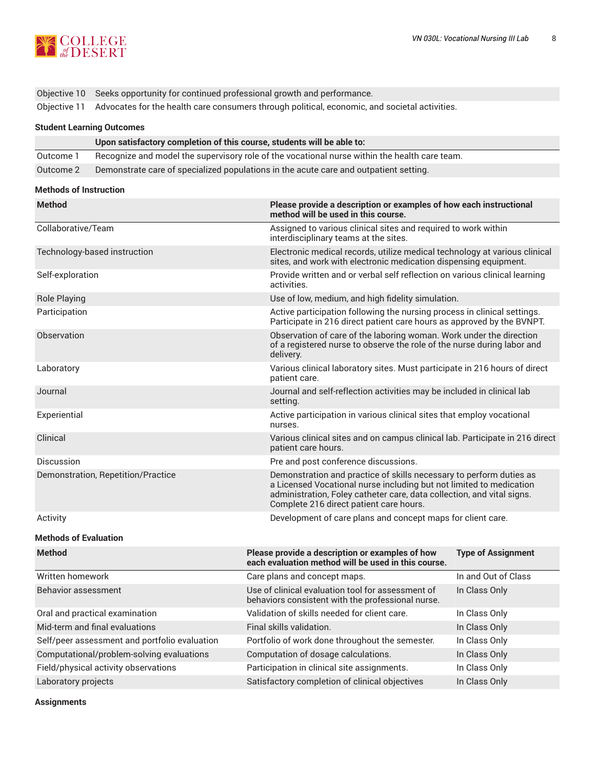| | |
|---|---|
| Objective 10 | Seeks opportunity for continued professional growth and performance. |
| Objective 11 | Advocates for the health care consumers through political, economic, and societal activities. |

### Student Learning Outcomes

| | Upon satisfactory completion of this course, students will be able to: |
|---|---|
| Outcome 1 | Recognize and model the supervisory role of the vocational nurse within the health care team. |
| Outcome 2 | Demonstrate care of specialized populations in the acute care and outpatient setting. |

### Methods of Instruction

| Method | Please provide a description or examples of how each instructional method will be used in this course. |
|---|---|
| Collaborative/Team | Assigned to various clinical sites and required to work within interdisciplinary teams at the sites. |
| Technology-based instruction | Electronic medical records, utilize medical technology at various clinical sites, and work with electronic medication dispensing equipment. |
| Self-exploration | Provide written and or verbal self reflection on various clinical learning activities. |
| Role Playing | Use of low, medium, and high fidelity simulation. |
| Participation | Active participation following the nursing process in clinical settings. Participate in 216 direct patient care hours as approved by the BVNPT. |
| Observation | Observation of care of the laboring woman. Work under the direction of a registered nurse to observe the role of the nurse during labor and delivery. |
| Laboratory | Various clinical laboratory sites. Must participate in 216 hours of direct patient care. |
| Journal | Journal and self-reflection activities may be included in clinical lab setting. |
| Experiential | Active participation in various clinical sites that employ vocational nurses. |
| Clinical | Various clinical sites and on campus clinical lab. Participate in 216 direct patient care hours. |
| Discussion | Pre and post conference discussions. |
| Demonstration, Repetition/Practice | Demonstration and practice of skills necessary to perform duties as a Licensed Vocational nurse including but not limited to medication administration, Foley catheter care, data collection, and vital signs. Complete 216 direct patient care hours. |
| Activity | Development of care plans and concept maps for client care. |

### Methods of Evaluation

| Method | Please provide a description or examples of how each evaluation method will be used in this course. | Type of Assignment |
|---|---|---|
| Written homework | Care plans and concept maps. | In and Out of Class |
| Behavior assessment | Use of clinical evaluation tool for assessment of behaviors consistent with the professional nurse. | In Class Only |
| Oral and practical examination | Validation of skills needed for client care. | In Class Only |
| Mid-term and final evaluations | Final skills validation. | In Class Only |
| Self/peer assessment and portfolio evaluation | Portfolio of work done throughout the semester. | In Class Only |
| Computational/problem-solving evaluations | Computation of dosage calculations. | In Class Only |
| Field/physical activity observations | Participation in clinical site assignments. | In Class Only |
| Laboratory projects | Satisfactory completion of clinical objectives | In Class Only |

### Assignments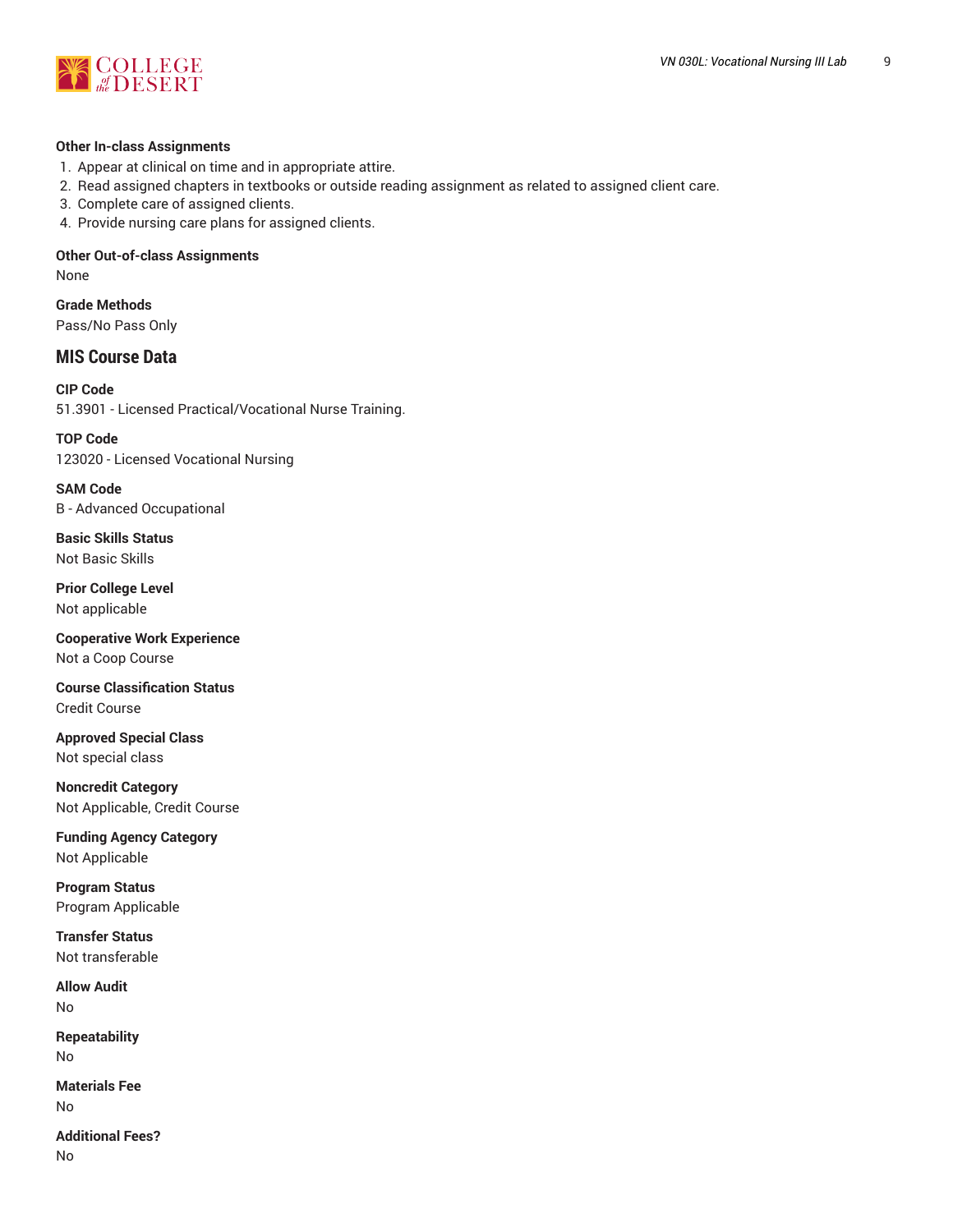**Other In-class Assignments**

1. Appear at clinical on time and in appropriate attire.
2. Read assigned chapters in textbooks or outside reading assignment as related to assigned client care.
3. Complete care of assigned clients.
4. Provide nursing care plans for assigned clients.

**Other Out-of-class Assignments**

None

**Grade Methods**

Pass/No Pass Only

## MIS Course Data

**CIP Code**

51.3901 - Licensed Practical/Vocational Nurse Training.

**TOP Code**

123020 - Licensed Vocational Nursing

**SAM Code**

B - Advanced Occupational

**Basic Skills Status**

Not Basic Skills

**Prior College Level**

Not applicable

**Cooperative Work Experience**

Not a Coop Course

**Course Classification Status**

Credit Course

**Approved Special Class**

Not special class

**Noncredit Category**

Not Applicable, Credit Course

**Funding Agency Category**

Not Applicable

**Program Status**

Program Applicable

**Transfer Status**

Not transferable

**Allow Audit**

No

**Repeatability**

No

**Materials Fee**

No

**Additional Fees?**

No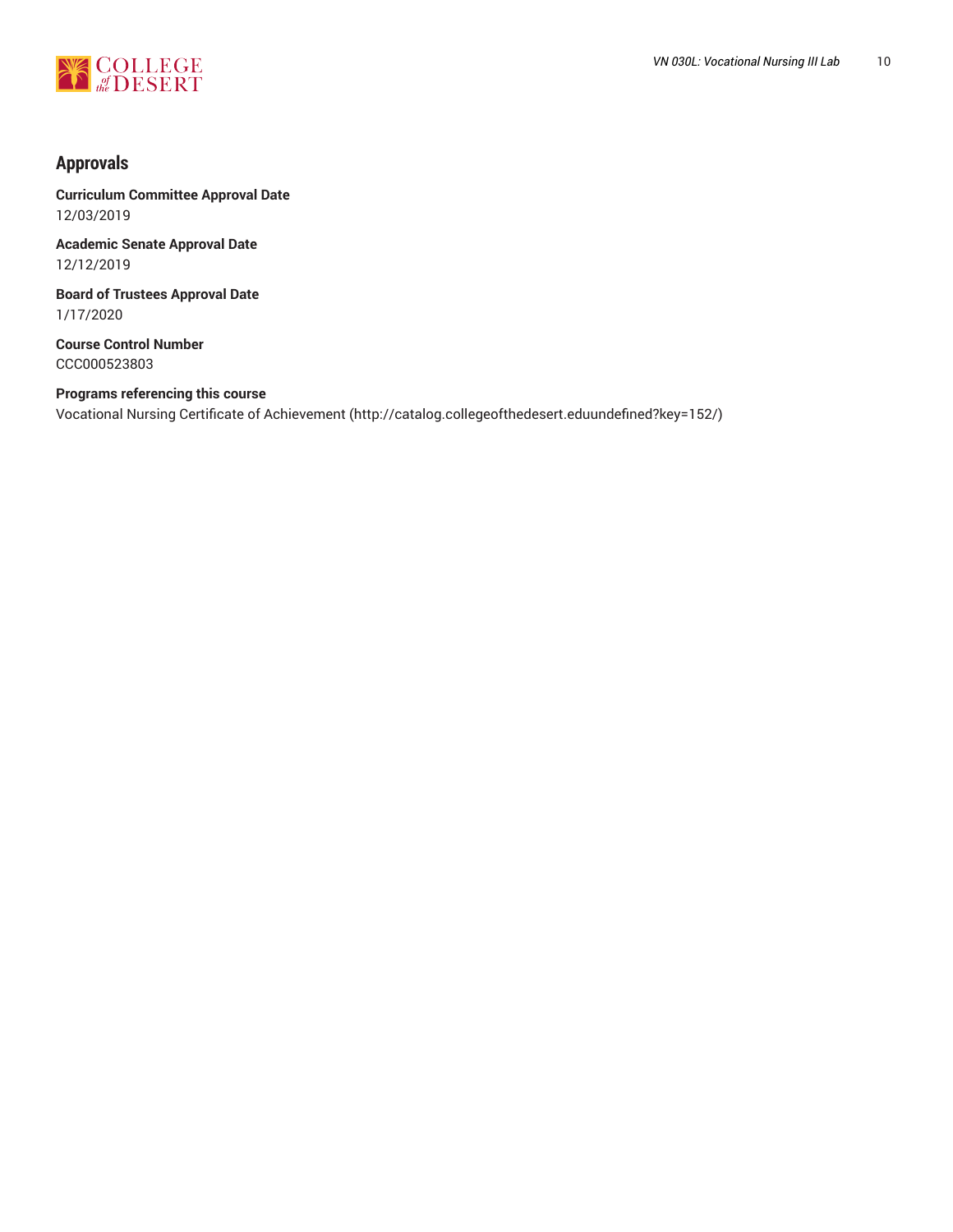## Approvals

**Curriculum Committee Approval Date**
12/03/2019

**Academic Senate Approval Date**
12/12/2019

**Board of Trustees Approval Date**
1/17/2020

**Course Control Number**
CCC000523803

**Programs referencing this course**
Vocational Nursing Certificate of Achievement (http://catalog.collegeofthedesert.eduundefined?key=152/)